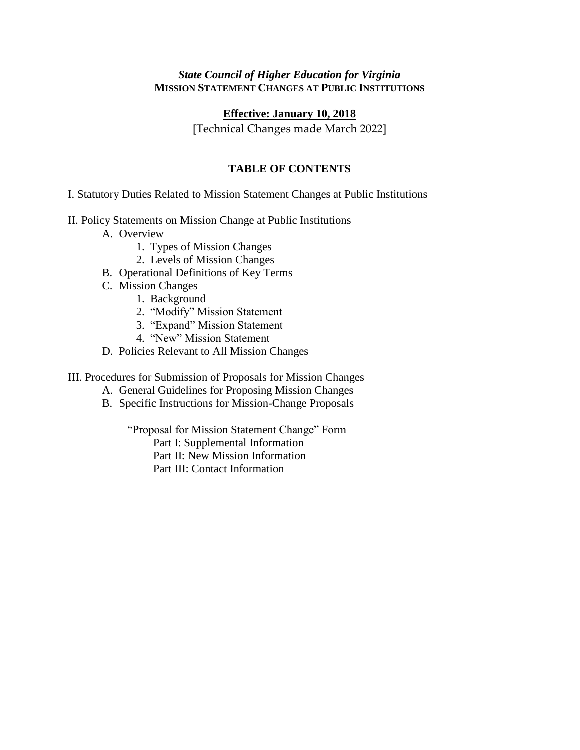*State Council of Higher Education for Virginia*

**MISSION STATEMENT CHANGES AT PUBLIC INSTITUTIONS**

**<u>Effective: January 10, 2018</u>**

[Technical Changes made March 2022]

## TABLE OF CONTENTS

I. Statutory Duties Related to Mission Statement Changes at Public Institutions

II. Policy Statements on Mission Change at Public Institutions

- A. Overview
  1. Types of Mission Changes
  2. Levels of Mission Changes
- B. Operational Definitions of Key Terms
- C. Mission Changes
  1. Background
  2. "Modify" Mission Statement
  3. "Expand" Mission Statement
  4. "New" Mission Statement
- D. Policies Relevant to All Mission Changes

III. Procedures for Submission of Proposals for Mission Changes

- A. General Guidelines for Proposing Mission Changes
- B. Specific Instructions for Mission-Change Proposals

  "Proposal for Mission Statement Change" Form
  - Part I: Supplemental Information
  - Part II: New Mission Information
  - Part III: Contact Information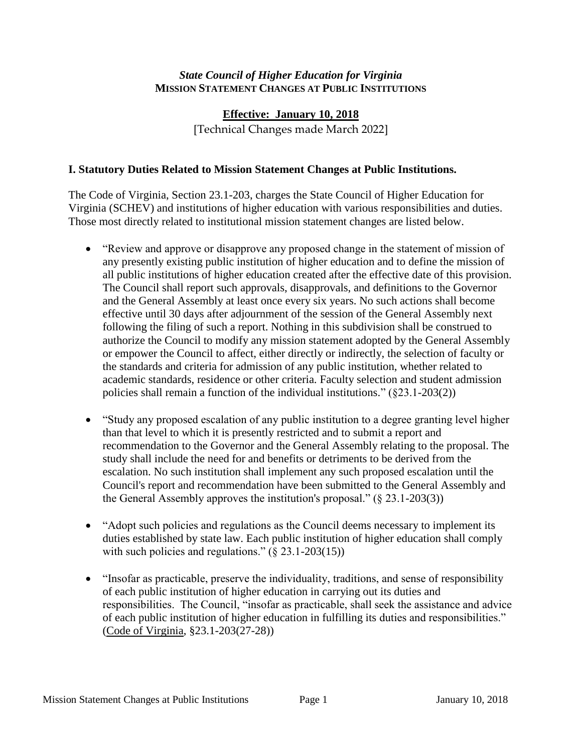*State Council of Higher Education for Virginia*
**MISSION STATEMENT CHANGES AT PUBLIC INSTITUTIONS**

**Effective: January 10, 2018**
[Technical Changes made March 2022]

### I. Statutory Duties Related to Mission Statement Changes at Public Institutions.

The Code of Virginia, Section 23.1-203, charges the State Council of Higher Education for Virginia (SCHEV) and institutions of higher education with various responsibilities and duties. Those most directly related to institutional mission statement changes are listed below.

- "Review and approve or disapprove any proposed change in the statement of mission of any presently existing public institution of higher education and to define the mission of all public institutions of higher education created after the effective date of this provision. The Council shall report such approvals, disapprovals, and definitions to the Governor and the General Assembly at least once every six years. No such actions shall become effective until 30 days after adjournment of the session of the General Assembly next following the filing of such a report. Nothing in this subdivision shall be construed to authorize the Council to modify any mission statement adopted by the General Assembly or empower the Council to affect, either directly or indirectly, the selection of faculty or the standards and criteria for admission of any public institution, whether related to academic standards, residence or other criteria. Faculty selection and student admission policies shall remain a function of the individual institutions." (§23.1-203(2))

- "Study any proposed escalation of any public institution to a degree granting level higher than that level to which it is presently restricted and to submit a report and recommendation to the Governor and the General Assembly relating to the proposal. The study shall include the need for and benefits or detriments to be derived from the escalation. No such institution shall implement any such proposed escalation until the Council's report and recommendation have been submitted to the General Assembly and the General Assembly approves the institution's proposal." (§ 23.1-203(3))

- "Adopt such policies and regulations as the Council deems necessary to implement its duties established by state law. Each public institution of higher education shall comply with such policies and regulations." (§ 23.1-203(15))

- "Insofar as practicable, preserve the individuality, traditions, and sense of responsibility of each public institution of higher education in carrying out its duties and responsibilities. The Council, "insofar as practicable, shall seek the assistance and advice of each public institution of higher education in fulfilling its duties and responsibilities." (Code of Virginia, §23.1-203(27-28))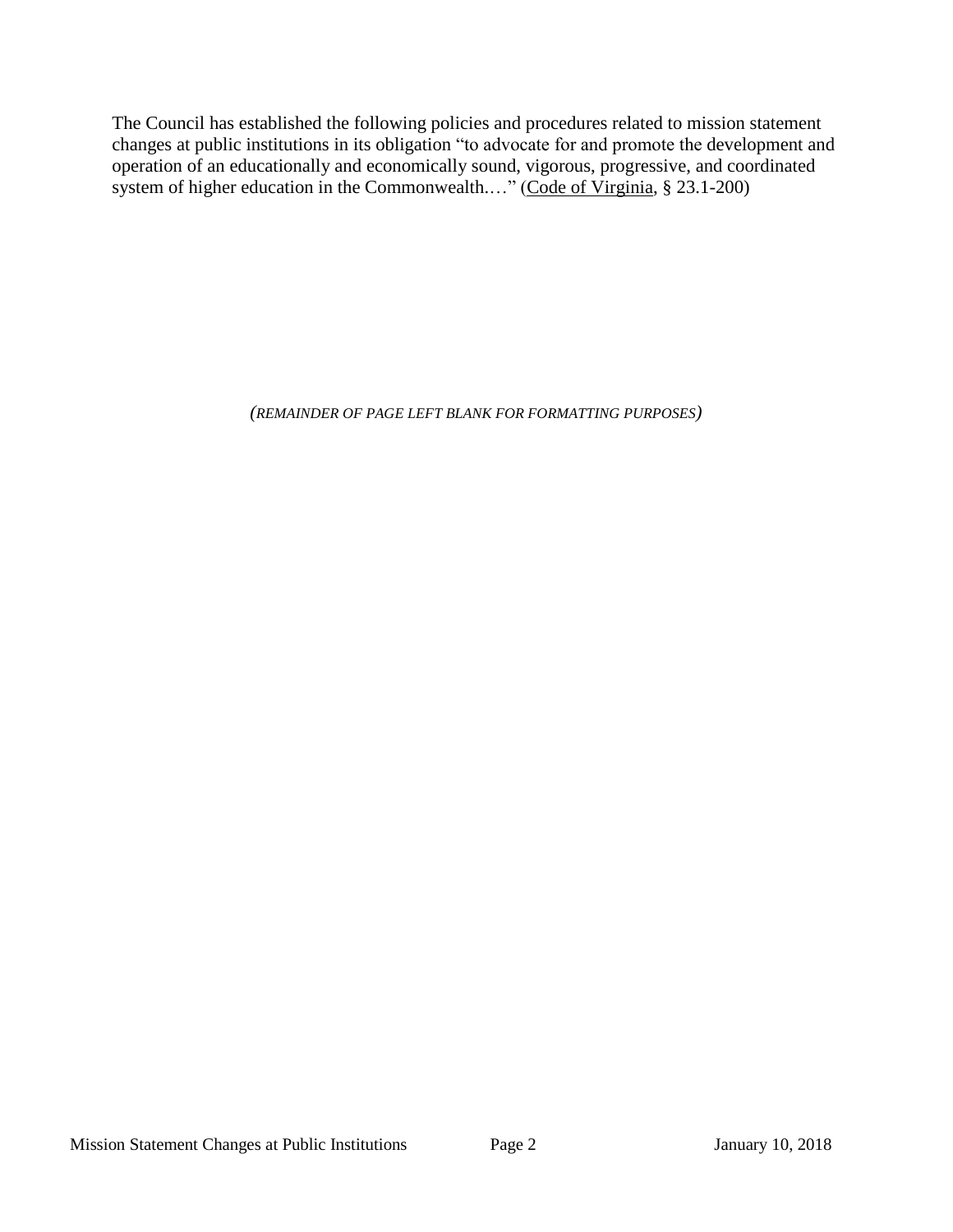The Council has established the following policies and procedures related to mission statement changes at public institutions in its obligation "to advocate for and promote the development and operation of an educationally and economically sound, vigorous, progressive, and coordinated system of higher education in the Commonwealth.…" (Code of Virginia, § 23.1-200)

*(REMAINDER OF PAGE LEFT BLANK FOR FORMATTING PURPOSES)*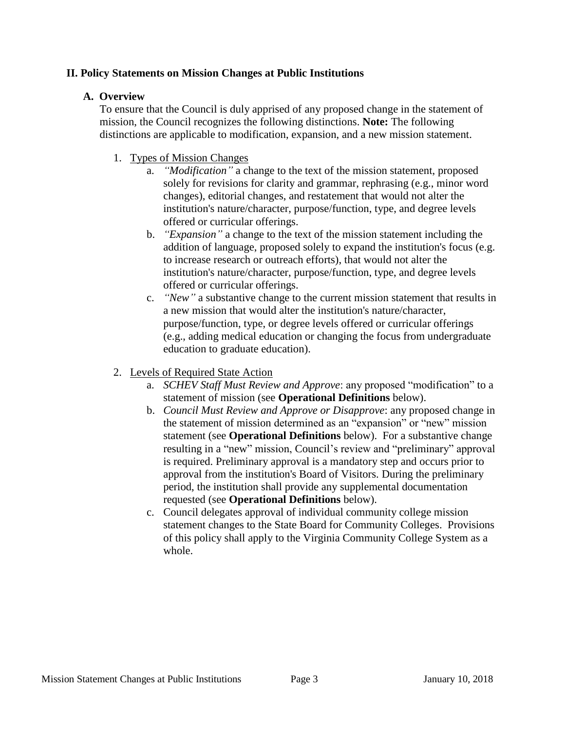## II. Policy Statements on Mission Changes at Public Institutions

### A. Overview

To ensure that the Council is duly apprised of any proposed change in the statement of mission, the Council recognizes the following distinctions. **Note:** The following distinctions are applicable to modification, expansion, and a new mission statement.

1. Types of Mission Changes
   a. *"Modification"* a change to the text of the mission statement, proposed solely for revisions for clarity and grammar, rephrasing (e.g., minor word changes), editorial changes, and restatement that would not alter the institution's nature/character, purpose/function, type, and degree levels offered or curricular offerings.
   b. *"Expansion"* a change to the text of the mission statement including the addition of language, proposed solely to expand the institution's focus (e.g. to increase research or outreach efforts), that would not alter the institution's nature/character, purpose/function, type, and degree levels offered or curricular offerings.
   c. *"New"* a substantive change to the current mission statement that results in a new mission that would alter the institution's nature/character, purpose/function, type, or degree levels offered or curricular offerings (e.g., adding medical education or changing the focus from undergraduate education to graduate education).

2. Levels of Required State Action
   a. *SCHEV Staff Must Review and Approve*: any proposed "modification" to a statement of mission (see **Operational Definitions** below).
   b. *Council Must Review and Approve or Disapprove*: any proposed change in the statement of mission determined as an "expansion" or "new" mission statement (see **Operational Definitions** below). For a substantive change resulting in a "new" mission, Council's review and "preliminary" approval is required. Preliminary approval is a mandatory step and occurs prior to approval from the institution's Board of Visitors. During the preliminary period, the institution shall provide any supplemental documentation requested (see **Operational Definitions** below).
   c. Council delegates approval of individual community college mission statement changes to the State Board for Community Colleges. Provisions of this policy shall apply to the Virginia Community College System as a whole.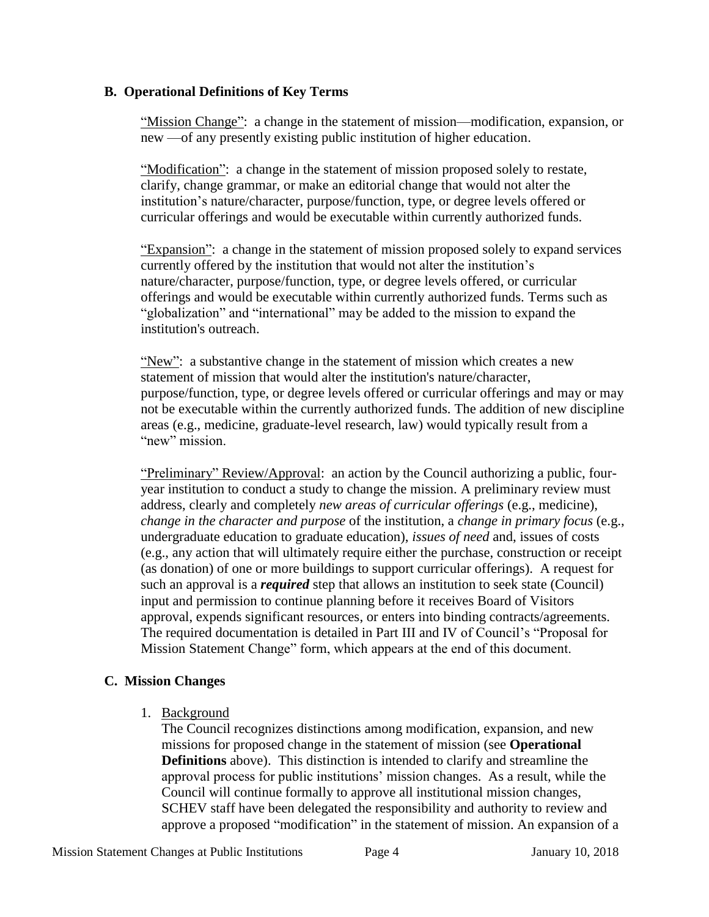### B. Operational Definitions of Key Terms

"Mission Change": a change in the statement of mission—modification, expansion, or new —of any presently existing public institution of higher education.

"Modification": a change in the statement of mission proposed solely to restate, clarify, change grammar, or make an editorial change that would not alter the institution's nature/character, purpose/function, type, or degree levels offered or curricular offerings and would be executable within currently authorized funds.

"Expansion": a change in the statement of mission proposed solely to expand services currently offered by the institution that would not alter the institution's nature/character, purpose/function, type, or degree levels offered, or curricular offerings and would be executable within currently authorized funds. Terms such as "globalization" and "international" may be added to the mission to expand the institution's outreach.

"New": a substantive change in the statement of mission which creates a new statement of mission that would alter the institution's nature/character, purpose/function, type, or degree levels offered or curricular offerings and may or may not be executable within the currently authorized funds. The addition of new discipline areas (e.g., medicine, graduate-level research, law) would typically result from a "new" mission.

"Preliminary" Review/Approval: an action by the Council authorizing a public, four-year institution to conduct a study to change the mission. A preliminary review must address, clearly and completely *new areas of curricular offerings* (e.g., medicine), *change in the character and purpose* of the institution, a *change in primary focus* (e.g., undergraduate education to graduate education), *issues of need* and, issues of costs (e.g., any action that will ultimately require either the purchase, construction or receipt (as donation) of one or more buildings to support curricular offerings). A request for such an approval is a ***required*** step that allows an institution to seek state (Council) input and permission to continue planning before it receives Board of Visitors approval, expends significant resources, or enters into binding contracts/agreements. The required documentation is detailed in Part III and IV of Council's "Proposal for Mission Statement Change" form, which appears at the end of this document.

### C. Mission Changes

1. Background

   The Council recognizes distinctions among modification, expansion, and new missions for proposed change in the statement of mission (see **Operational Definitions** above). This distinction is intended to clarify and streamline the approval process for public institutions' mission changes. As a result, while the Council will continue formally to approve all institutional mission changes, SCHEV staff have been delegated the responsibility and authority to review and approve a proposed "modification" in the statement of mission. An expansion of a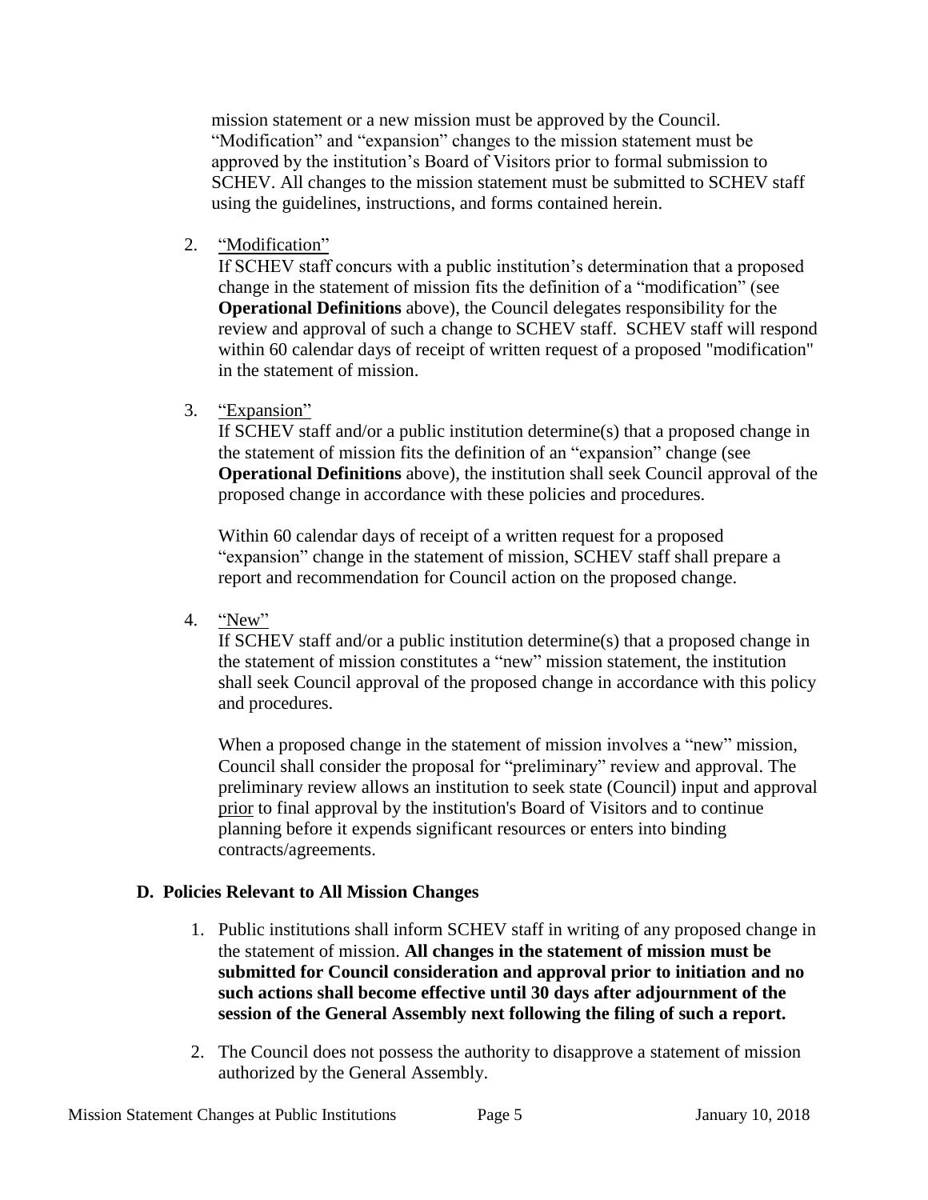mission statement or a new mission must be approved by the Council. "Modification" and "expansion" changes to the mission statement must be approved by the institution's Board of Visitors prior to formal submission to SCHEV. All changes to the mission statement must be submitted to SCHEV staff using the guidelines, instructions, and forms contained herein.

2. "Modification"
   If SCHEV staff concurs with a public institution's determination that a proposed change in the statement of mission fits the definition of a "modification" (see **Operational Definitions** above), the Council delegates responsibility for the review and approval of such a change to SCHEV staff. SCHEV staff will respond within 60 calendar days of receipt of written request of a proposed "modification" in the statement of mission.

3. "Expansion"
   If SCHEV staff and/or a public institution determine(s) that a proposed change in the statement of mission fits the definition of an "expansion" change (see **Operational Definitions** above), the institution shall seek Council approval of the proposed change in accordance with these policies and procedures.

   Within 60 calendar days of receipt of a written request for a proposed "expansion" change in the statement of mission, SCHEV staff shall prepare a report and recommendation for Council action on the proposed change.

4. "New"
   If SCHEV staff and/or a public institution determine(s) that a proposed change in the statement of mission constitutes a "new" mission statement, the institution shall seek Council approval of the proposed change in accordance with this policy and procedures.

   When a proposed change in the statement of mission involves a "new" mission, Council shall consider the proposal for "preliminary" review and approval. The preliminary review allows an institution to seek state (Council) input and approval prior to final approval by the institution's Board of Visitors and to continue planning before it expends significant resources or enters into binding contracts/agreements.

### D. Policies Relevant to All Mission Changes

1. Public institutions shall inform SCHEV staff in writing of any proposed change in the statement of mission. **All changes in the statement of mission must be submitted for Council consideration and approval prior to initiation and no such actions shall become effective until 30 days after adjournment of the session of the General Assembly next following the filing of such a report.**

2. The Council does not possess the authority to disapprove a statement of mission authorized by the General Assembly.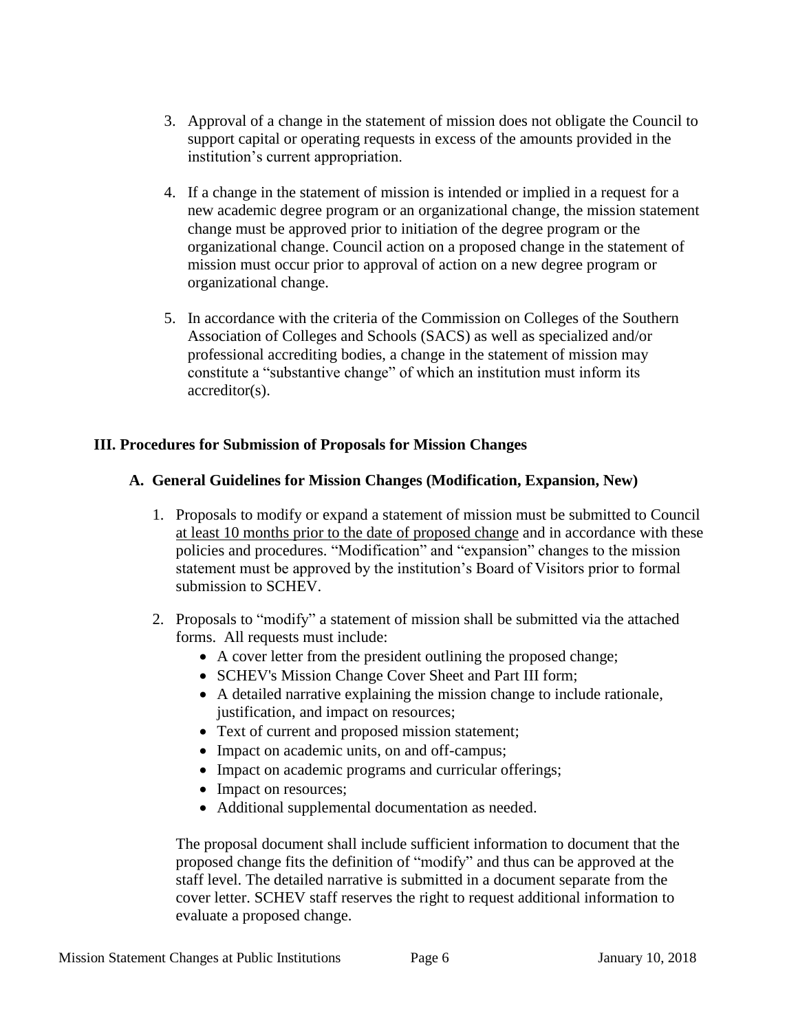3. Approval of a change in the statement of mission does not obligate the Council to support capital or operating requests in excess of the amounts provided in the institution's current appropriation.

4. If a change in the statement of mission is intended or implied in a request for a new academic degree program or an organizational change, the mission statement change must be approved prior to initiation of the degree program or the organizational change. Council action on a proposed change in the statement of mission must occur prior to approval of action on a new degree program or organizational change.

5. In accordance with the criteria of the Commission on Colleges of the Southern Association of Colleges and Schools (SACS) as well as specialized and/or professional accrediting bodies, a change in the statement of mission may constitute a "substantive change" of which an institution must inform its accreditor(s).

## III. Procedures for Submission of Proposals for Mission Changes

### A. General Guidelines for Mission Changes (Modification, Expansion, New)

1. Proposals to modify or expand a statement of mission must be submitted to Council <u>at least 10 months prior to the date of proposed change</u> and in accordance with these policies and procedures. "Modification" and "expansion" changes to the mission statement must be approved by the institution's Board of Visitors prior to formal submission to SCHEV.

2. Proposals to "modify" a statement of mission shall be submitted via the attached forms. All requests must include:
   - A cover letter from the president outlining the proposed change;
   - SCHEV's Mission Change Cover Sheet and Part III form;
   - A detailed narrative explaining the mission change to include rationale, justification, and impact on resources;
   - Text of current and proposed mission statement;
   - Impact on academic units, on and off-campus;
   - Impact on academic programs and curricular offerings;
   - Impact on resources;
   - Additional supplemental documentation as needed.

   The proposal document shall include sufficient information to document that the proposed change fits the definition of "modify" and thus can be approved at the staff level. The detailed narrative is submitted in a document separate from the cover letter. SCHEV staff reserves the right to request additional information to evaluate a proposed change.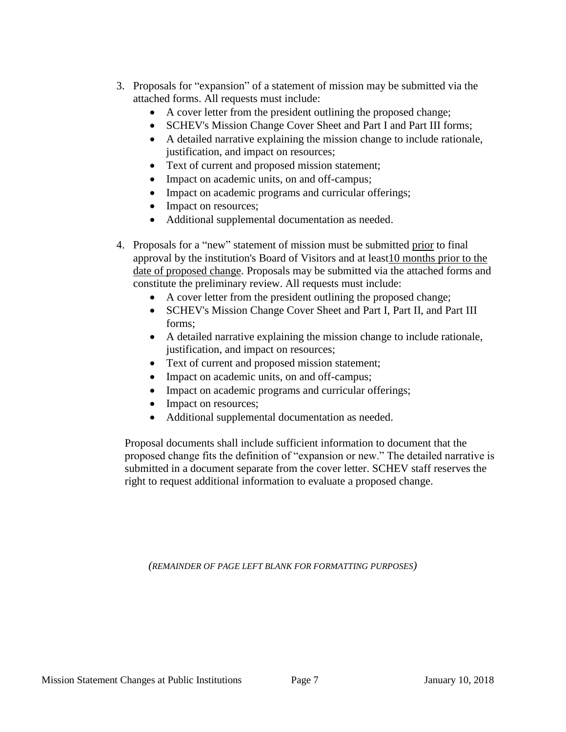3. Proposals for "expansion" of a statement of mission may be submitted via the attached forms. All requests must include:
   - A cover letter from the president outlining the proposed change;
   - SCHEV's Mission Change Cover Sheet and Part I and Part III forms;
   - A detailed narrative explaining the mission change to include rationale, justification, and impact on resources;
   - Text of current and proposed mission statement;
   - Impact on academic units, on and off-campus;
   - Impact on academic programs and curricular offerings;
   - Impact on resources;
   - Additional supplemental documentation as needed.

4. Proposals for a "new" statement of mission must be submitted <u>prior</u> to final approval by the institution's Board of Visitors and at least<u>10 months prior to the date of proposed change</u>. Proposals may be submitted via the attached forms and constitute the preliminary review. All requests must include:
   - A cover letter from the president outlining the proposed change;
   - SCHEV's Mission Change Cover Sheet and Part I, Part II, and Part III forms;
   - A detailed narrative explaining the mission change to include rationale, justification, and impact on resources;
   - Text of current and proposed mission statement;
   - Impact on academic units, on and off-campus;
   - Impact on academic programs and curricular offerings;
   - Impact on resources;
   - Additional supplemental documentation as needed.

   Proposal documents shall include sufficient information to document that the proposed change fits the definition of "expansion or new." The detailed narrative is submitted in a document separate from the cover letter. SCHEV staff reserves the right to request additional information to evaluate a proposed change.

*(REMAINDER OF PAGE LEFT BLANK FOR FORMATTING PURPOSES)*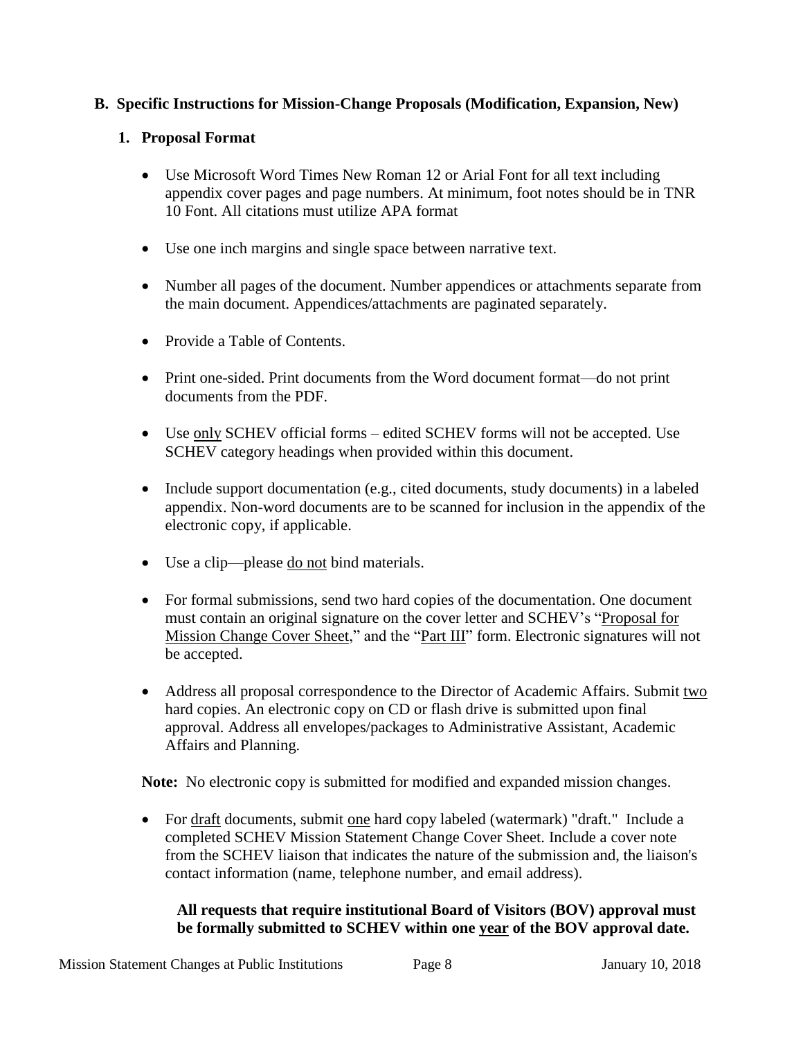## B. Specific Instructions for Mission-Change Proposals (Modification, Expansion, New)

### 1. Proposal Format

- Use Microsoft Word Times New Roman 12 or Arial Font for all text including appendix cover pages and page numbers. At minimum, foot notes should be in TNR 10 Font. All citations must utilize APA format
- Use one inch margins and single space between narrative text.
- Number all pages of the document. Number appendices or attachments separate from the main document. Appendices/attachments are paginated separately.
- Provide a Table of Contents.
- Print one-sided. Print documents from the Word document format—do not print documents from the PDF.
- Use <u>only</u> SCHEV official forms – edited SCHEV forms will not be accepted. Use SCHEV category headings when provided within this document.
- Include support documentation (e.g., cited documents, study documents) in a labeled appendix. Non-word documents are to be scanned for inclusion in the appendix of the electronic copy, if applicable.
- Use a clip—please <u>do not</u> bind materials.
- For formal submissions, send two hard copies of the documentation. One document must contain an original signature on the cover letter and SCHEV's "<u>Proposal for Mission Change Cover Sheet</u>," and the "<u>Part III</u>" form. Electronic signatures will not be accepted.
- Address all proposal correspondence to the Director of Academic Affairs. Submit <u>two</u> hard copies. An electronic copy on CD or flash drive is submitted upon final approval. Address all envelopes/packages to Administrative Assistant, Academic Affairs and Planning.

**Note:** No electronic copy is submitted for modified and expanded mission changes.

- For <u>draft</u> documents, submit <u>one</u> hard copy labeled (watermark) "draft." Include a completed SCHEV Mission Statement Change Cover Sheet. Include a cover note from the SCHEV liaison that indicates the nature of the submission and, the liaison's contact information (name, telephone number, and email address).

**All requests that require institutional Board of Visitors (BOV) approval must be formally submitted to SCHEV within one <u>year</u> of the BOV approval date.**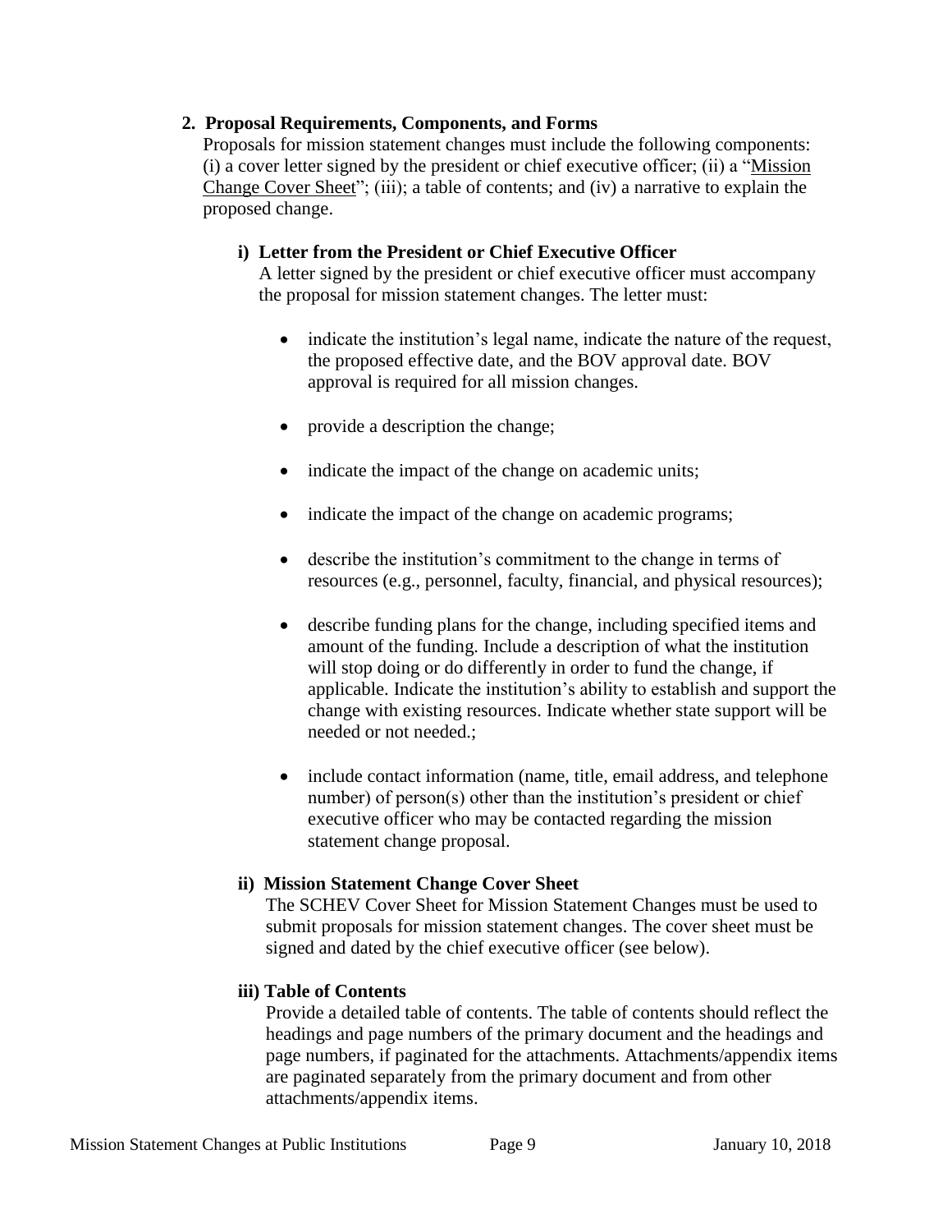## 2. Proposal Requirements, Components, and Forms

Proposals for mission statement changes must include the following components: (i) a cover letter signed by the president or chief executive officer; (ii) a "Mission Change Cover Sheet"; (iii); a table of contents; and (iv) a narrative to explain the proposed change.

### i) Letter from the President or Chief Executive Officer

A letter signed by the president or chief executive officer must accompany the proposal for mission statement changes. The letter must:

- indicate the institution's legal name, indicate the nature of the request, the proposed effective date, and the BOV approval date. BOV approval is required for all mission changes.
- provide a description the change;
- indicate the impact of the change on academic units;
- indicate the impact of the change on academic programs;
- describe the institution's commitment to the change in terms of resources (e.g., personnel, faculty, financial, and physical resources);
- describe funding plans for the change, including specified items and amount of the funding. Include a description of what the institution will stop doing or do differently in order to fund the change, if applicable. Indicate the institution's ability to establish and support the change with existing resources. Indicate whether state support will be needed or not needed.;
- include contact information (name, title, email address, and telephone number) of person(s) other than the institution's president or chief executive officer who may be contacted regarding the mission statement change proposal.

### ii) Mission Statement Change Cover Sheet

The SCHEV Cover Sheet for Mission Statement Changes must be used to submit proposals for mission statement changes. The cover sheet must be signed and dated by the chief executive officer (see below).

### iii) Table of Contents

Provide a detailed table of contents. The table of contents should reflect the headings and page numbers of the primary document and the headings and page numbers, if paginated for the attachments. Attachments/appendix items are paginated separately from the primary document and from other attachments/appendix items.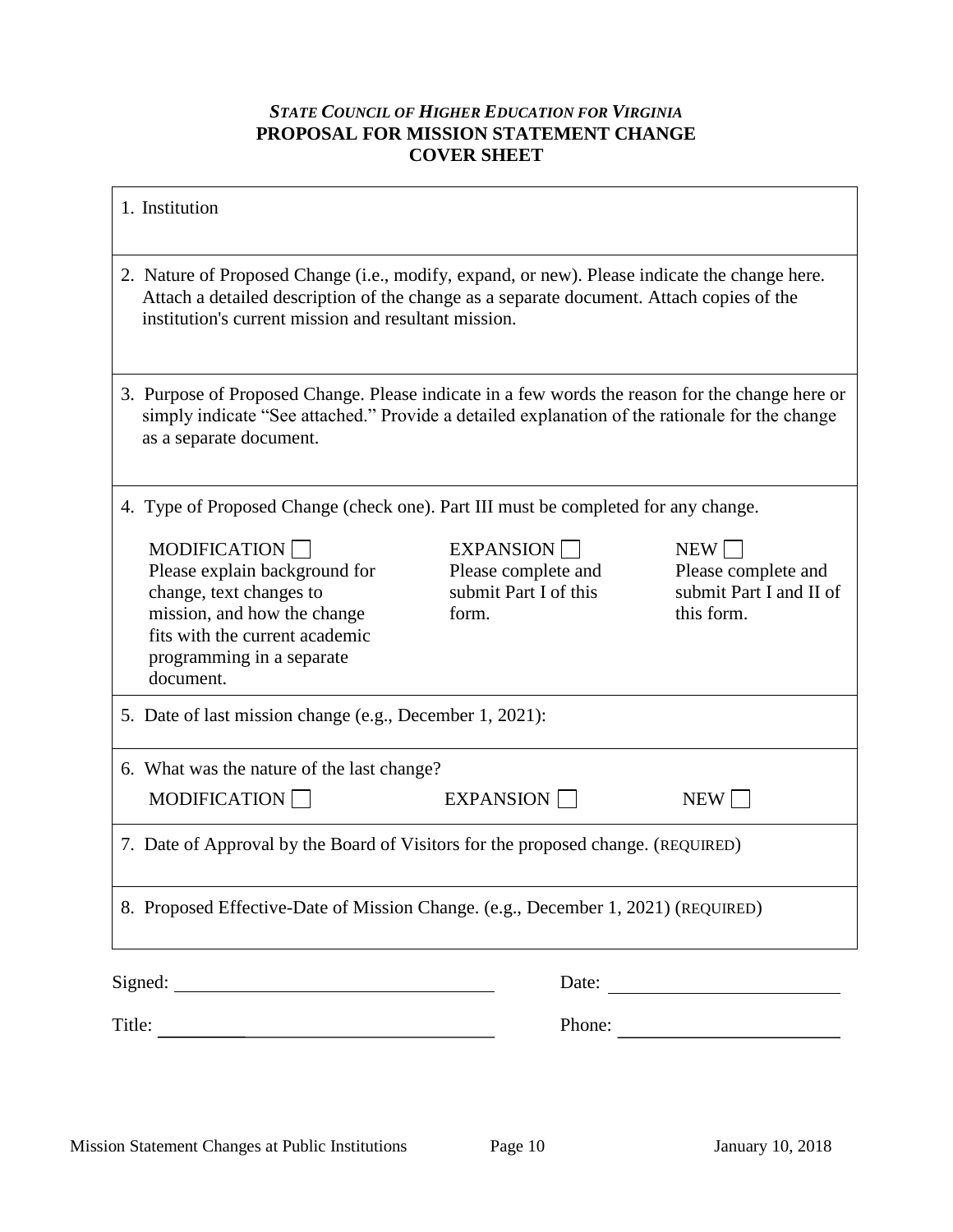***State Council of Higher Education for Virginia***

**PROPOSAL FOR MISSION STATEMENT CHANGE**

**COVER SHEET**

1. Institution

2. Nature of Proposed Change (i.e., modify, expand, or new). Please indicate the change here. Attach a detailed description of the change as a separate document. Attach copies of the institution's current mission and resultant mission.

3. Purpose of Proposed Change. Please indicate in a few words the reason for the change here or simply indicate "See attached." Provide a detailed explanation of the rationale for the change as a separate document.

4. Type of Proposed Change (check one). Part III must be completed for any change.

| MODIFICATION ☐ | EXPANSION ☐ | NEW ☐ |
|---|---|---|
| Please explain background for change, text changes to mission, and how the change fits with the current academic programming in a separate document. | Please complete and submit Part I of this form. | Please complete and submit Part I and II of this form. |

5. Date of last mission change (e.g., December 1, 2021):

6. What was the nature of the last change?

   MODIFICATION ☐ EXPANSION ☐ NEW ☐

7. Date of Approval by the Board of Visitors for the proposed change. (REQUIRED)

8. Proposed Effective-Date of Mission Change. (e.g., December 1, 2021) (REQUIRED)

Signed: ______________________________ Date: ______________________

Title: ______________________________ Phone: ______________________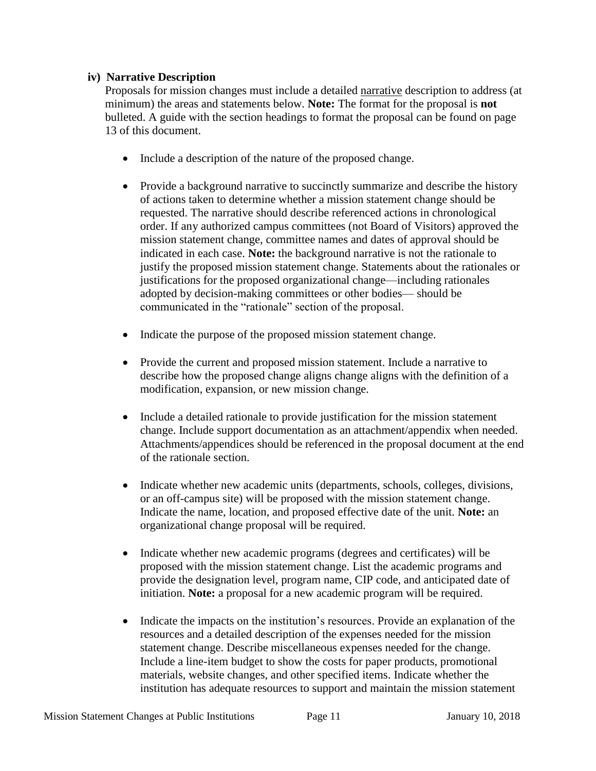### iv) Narrative Description

Proposals for mission changes must include a detailed <u>narrative</u> description to address (at minimum) the areas and statements below. **Note:** The format for the proposal is **not** bulleted. A guide with the section headings to format the proposal can be found on page 13 of this document.

- Include a description of the nature of the proposed change.
- Provide a background narrative to succinctly summarize and describe the history of actions taken to determine whether a mission statement change should be requested. The narrative should describe referenced actions in chronological order. If any authorized campus committees (not Board of Visitors) approved the mission statement change, committee names and dates of approval should be indicated in each case. **Note:** the background narrative is not the rationale to justify the proposed mission statement change. Statements about the rationales or justifications for the proposed organizational change—including rationales adopted by decision-making committees or other bodies— should be communicated in the "rationale" section of the proposal.
- Indicate the purpose of the proposed mission statement change.
- Provide the current and proposed mission statement. Include a narrative to describe how the proposed change aligns change aligns with the definition of a modification, expansion, or new mission change.
- Include a detailed rationale to provide justification for the mission statement change. Include support documentation as an attachment/appendix when needed. Attachments/appendices should be referenced in the proposal document at the end of the rationale section.
- Indicate whether new academic units (departments, schools, colleges, divisions, or an off-campus site) will be proposed with the mission statement change. Indicate the name, location, and proposed effective date of the unit. **Note:** an organizational change proposal will be required.
- Indicate whether new academic programs (degrees and certificates) will be proposed with the mission statement change. List the academic programs and provide the designation level, program name, CIP code, and anticipated date of initiation. **Note:** a proposal for a new academic program will be required.
- Indicate the impacts on the institution's resources. Provide an explanation of the resources and a detailed description of the expenses needed for the mission statement change. Describe miscellaneous expenses needed for the change. Include a line-item budget to show the costs for paper products, promotional materials, website changes, and other specified items. Indicate whether the institution has adequate resources to support and maintain the mission statement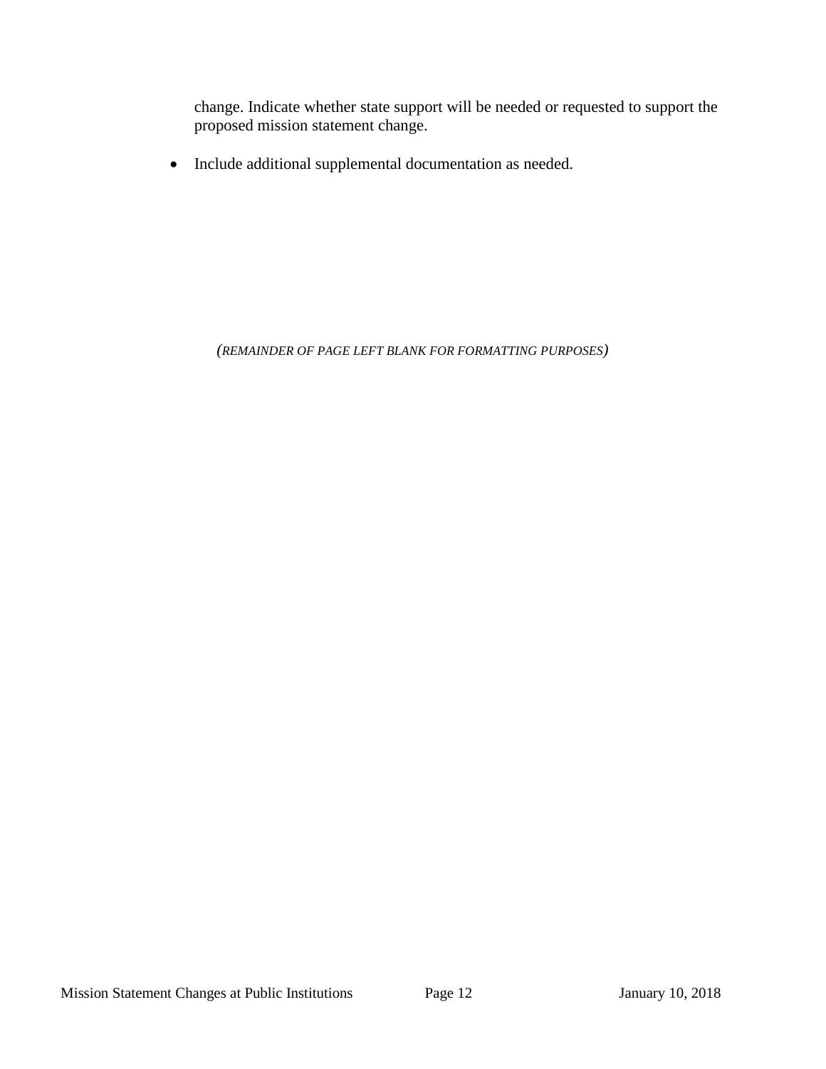change. Indicate whether state support will be needed or requested to support the proposed mission statement change.

- Include additional supplemental documentation as needed.

*(REMAINDER OF PAGE LEFT BLANK FOR FORMATTING PURPOSES)*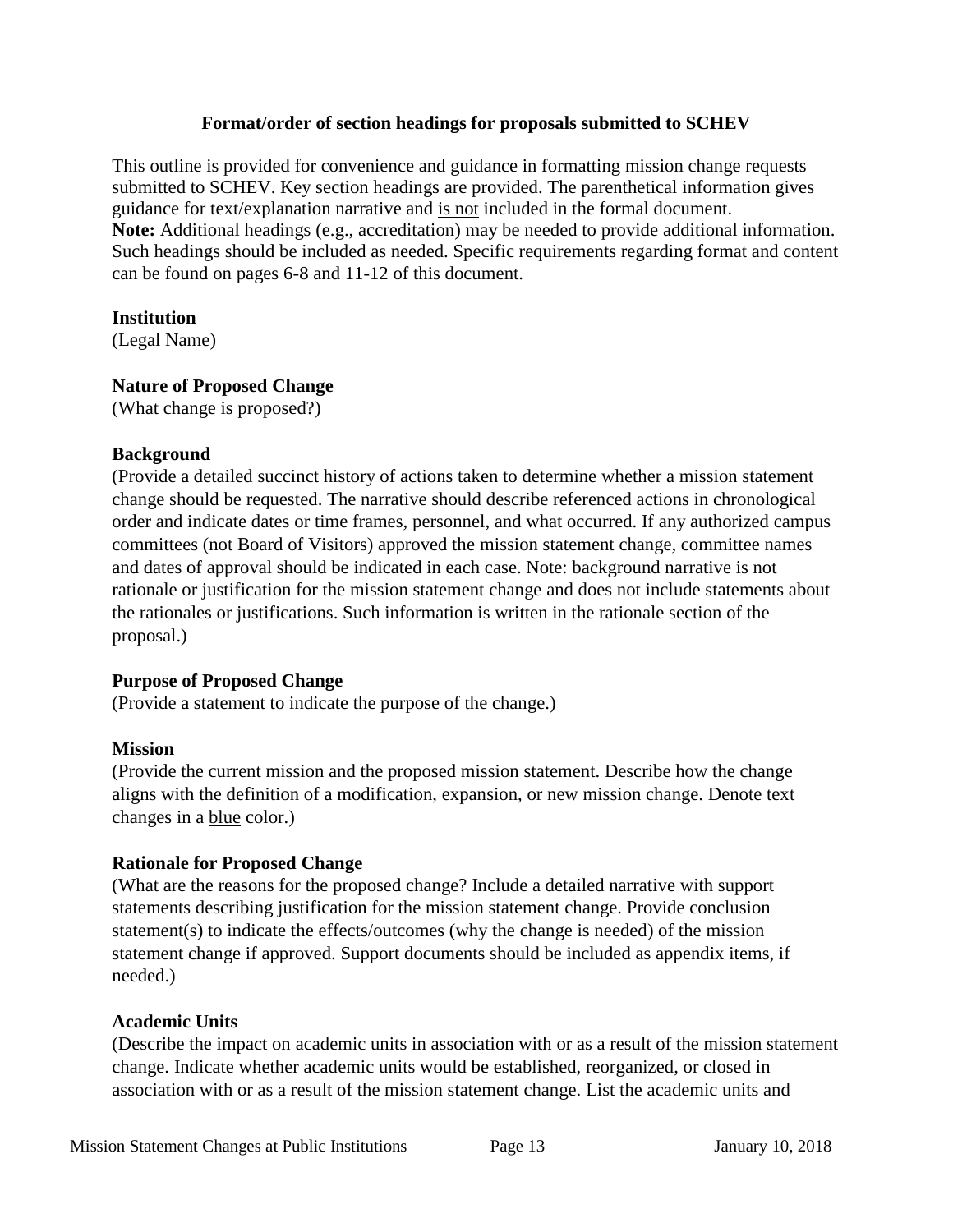**Format/order of section headings for proposals submitted to SCHEV**

This outline is provided for convenience and guidance in formatting mission change requests submitted to SCHEV. Key section headings are provided. The parenthetical information gives guidance for text/explanation narrative and <u>is not</u> included in the formal document.
**Note:** Additional headings (e.g., accreditation) may be needed to provide additional information. Such headings should be included as needed. Specific requirements regarding format and content can be found on pages 6-8 and 11-12 of this document.

**Institution**
(Legal Name)

**Nature of Proposed Change**
(What change is proposed?)

**Background**
(Provide a detailed succinct history of actions taken to determine whether a mission statement change should be requested. The narrative should describe referenced actions in chronological order and indicate dates or time frames, personnel, and what occurred. If any authorized campus committees (not Board of Visitors) approved the mission statement change, committee names and dates of approval should be indicated in each case. Note: background narrative is not rationale or justification for the mission statement change and does not include statements about the rationales or justifications. Such information is written in the rationale section of the proposal.)

**Purpose of Proposed Change**
(Provide a statement to indicate the purpose of the change.)

**Mission**
(Provide the current mission and the proposed mission statement. Describe how the change aligns with the definition of a modification, expansion, or new mission change. Denote text changes in a <u>blue</u> color.)

**Rationale for Proposed Change**
(What are the reasons for the proposed change? Include a detailed narrative with support statements describing justification for the mission statement change. Provide conclusion statement(s) to indicate the effects/outcomes (why the change is needed) of the mission statement change if approved. Support documents should be included as appendix items, if needed.)

**Academic Units**
(Describe the impact on academic units in association with or as a result of the mission statement change. Indicate whether academic units would be established, reorganized, or closed in association with or as a result of the mission statement change. List the academic units and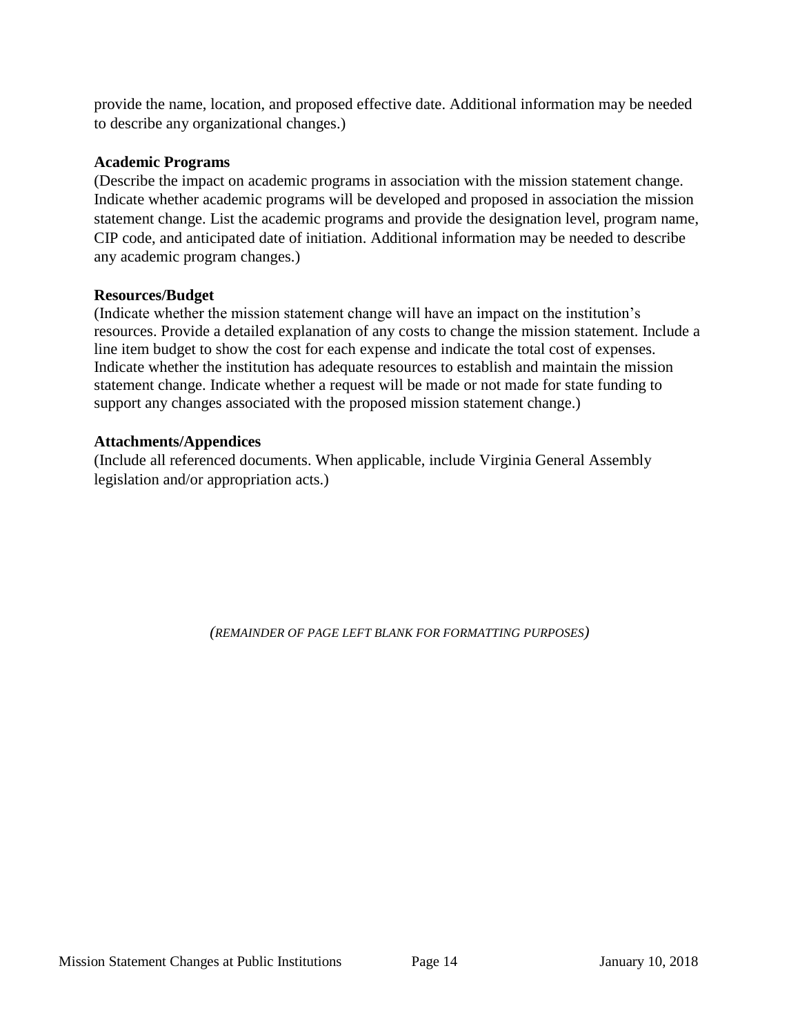provide the name, location, and proposed effective date. Additional information may be needed to describe any organizational changes.)

**Academic Programs**

(Describe the impact on academic programs in association with the mission statement change. Indicate whether academic programs will be developed and proposed in association the mission statement change. List the academic programs and provide the designation level, program name, CIP code, and anticipated date of initiation. Additional information may be needed to describe any academic program changes.)

**Resources/Budget**

(Indicate whether the mission statement change will have an impact on the institution's resources. Provide a detailed explanation of any costs to change the mission statement. Include a line item budget to show the cost for each expense and indicate the total cost of expenses. Indicate whether the institution has adequate resources to establish and maintain the mission statement change. Indicate whether a request will be made or not made for state funding to support any changes associated with the proposed mission statement change.)

**Attachments/Appendices**

(Include all referenced documents. When applicable, include Virginia General Assembly legislation and/or appropriation acts.)

*(REMAINDER OF PAGE LEFT BLANK FOR FORMATTING PURPOSES)*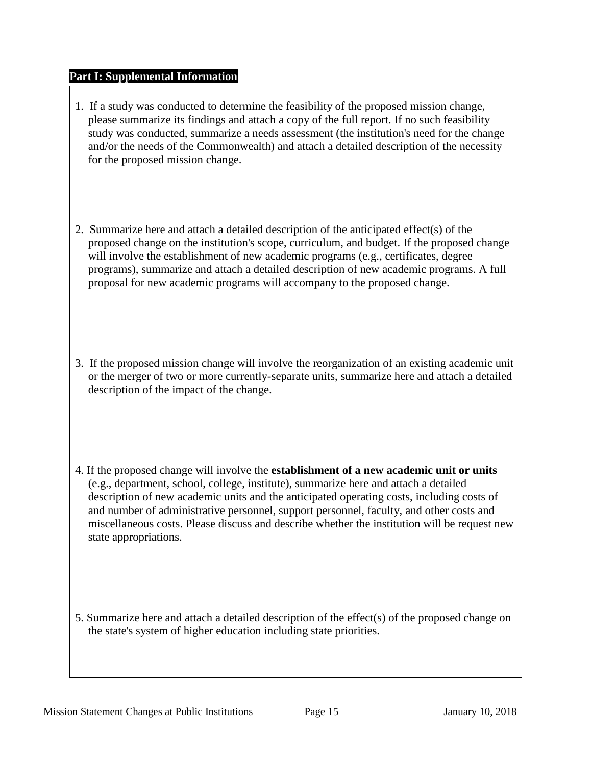**Part I: Supplemental Information**

1. If a study was conducted to determine the feasibility of the proposed mission change, please summarize its findings and attach a copy of the full report. If no such feasibility study was conducted, summarize a needs assessment (the institution's need for the change and/or the needs of the Commonwealth) and attach a detailed description of the necessity for the proposed mission change.

2. Summarize here and attach a detailed description of the anticipated effect(s) of the proposed change on the institution's scope, curriculum, and budget. If the proposed change will involve the establishment of new academic programs (e.g., certificates, degree programs), summarize and attach a detailed description of new academic programs. A full proposal for new academic programs will accompany to the proposed change.

3. If the proposed mission change will involve the reorganization of an existing academic unit or the merger of two or more currently-separate units, summarize here and attach a detailed description of the impact of the change.

4. If the proposed change will involve the **establishment of a new academic unit or units** (e.g., department, school, college, institute), summarize here and attach a detailed description of new academic units and the anticipated operating costs, including costs of and number of administrative personnel, support personnel, faculty, and other costs and miscellaneous costs. Please discuss and describe whether the institution will be request new state appropriations.

5. Summarize here and attach a detailed description of the effect(s) of the proposed change on the state's system of higher education including state priorities.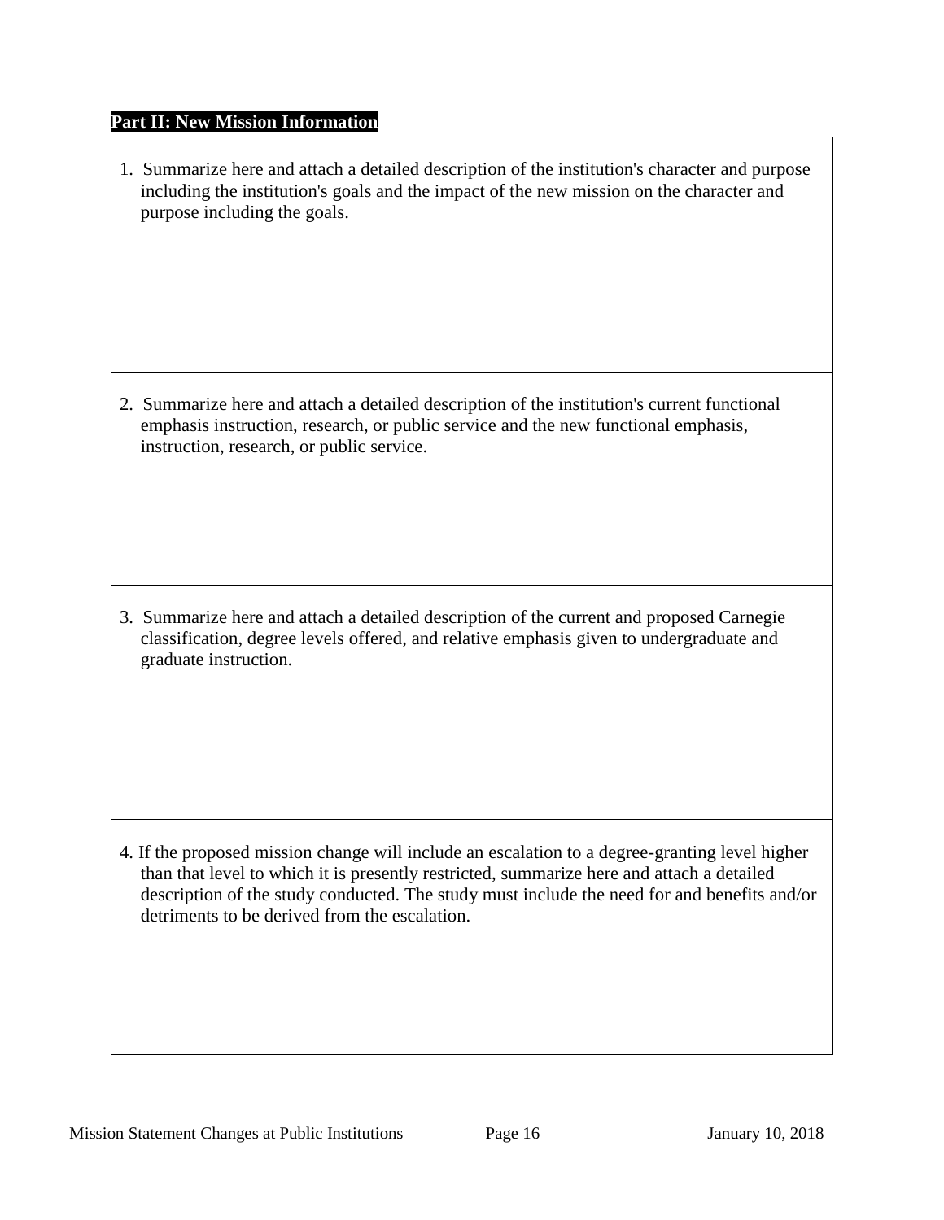**Part II: New Mission Information**

1. Summarize here and attach a detailed description of the institution's character and purpose including the institution's goals and the impact of the new mission on the character and purpose including the goals.

2. Summarize here and attach a detailed description of the institution's current functional emphasis instruction, research, or public service and the new functional emphasis, instruction, research, or public service.

3. Summarize here and attach a detailed description of the current and proposed Carnegie classification, degree levels offered, and relative emphasis given to undergraduate and graduate instruction.

4. If the proposed mission change will include an escalation to a degree-granting level higher than that level to which it is presently restricted, summarize here and attach a detailed description of the study conducted. The study must include the need for and benefits and/or detriments to be derived from the escalation.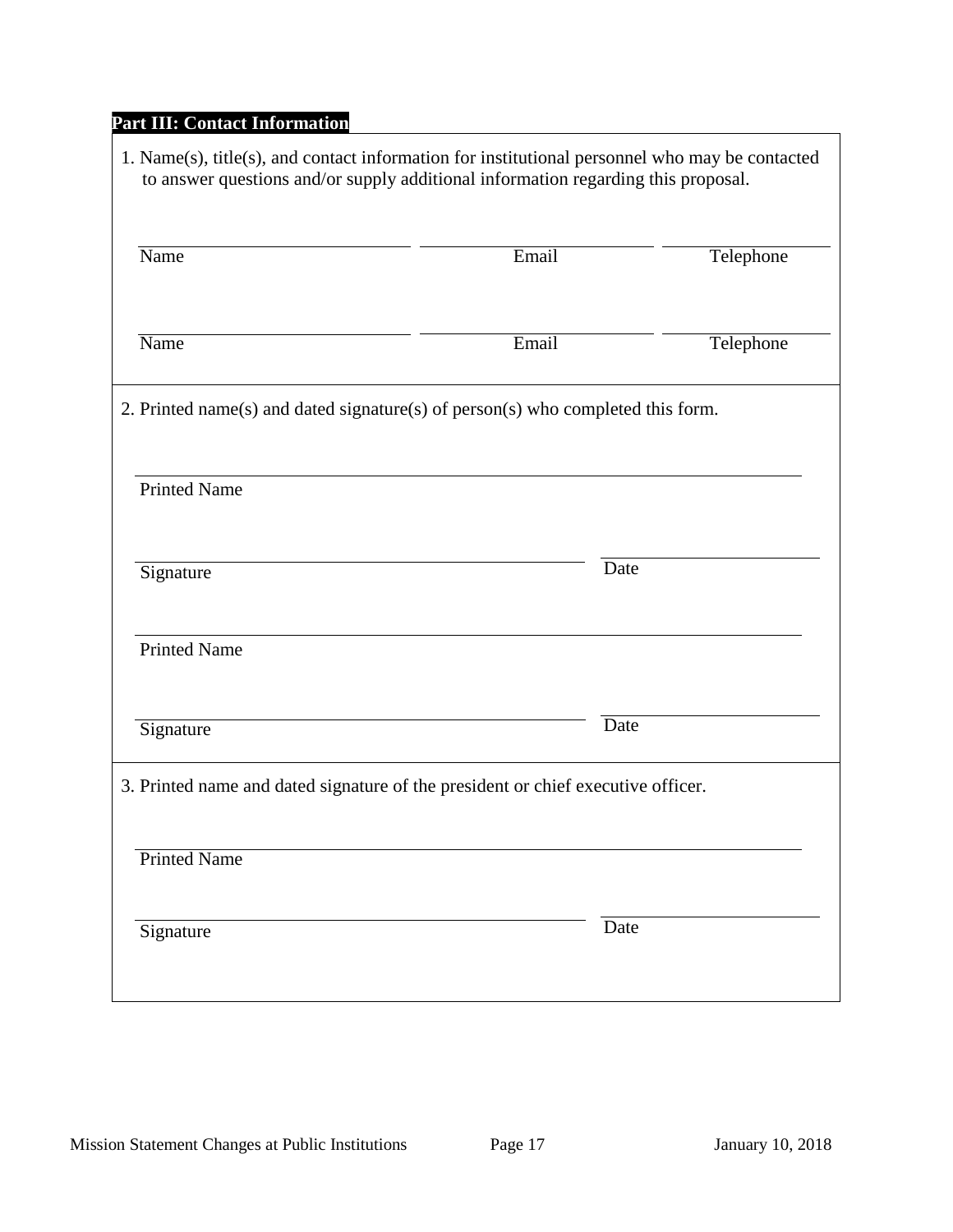## Part III: Contact Information

1. Name(s), title(s), and contact information for institutional personnel who may be contacted to answer questions and/or supply additional information regarding this proposal.

| Name | Email | Telephone |
|---|---|---|
| | | |
| Name | Email | Telephone |

2. Printed name(s) and dated signature(s) of person(s) who completed this form.

Printed Name

Signature　　　　　　　　　　　　　　Date

Printed Name

Signature　　　　　　　　　　　　　　Date

3. Printed name and dated signature of the president or chief executive officer.

Printed Name

Signature　　　　　　　　　　　　　　Date